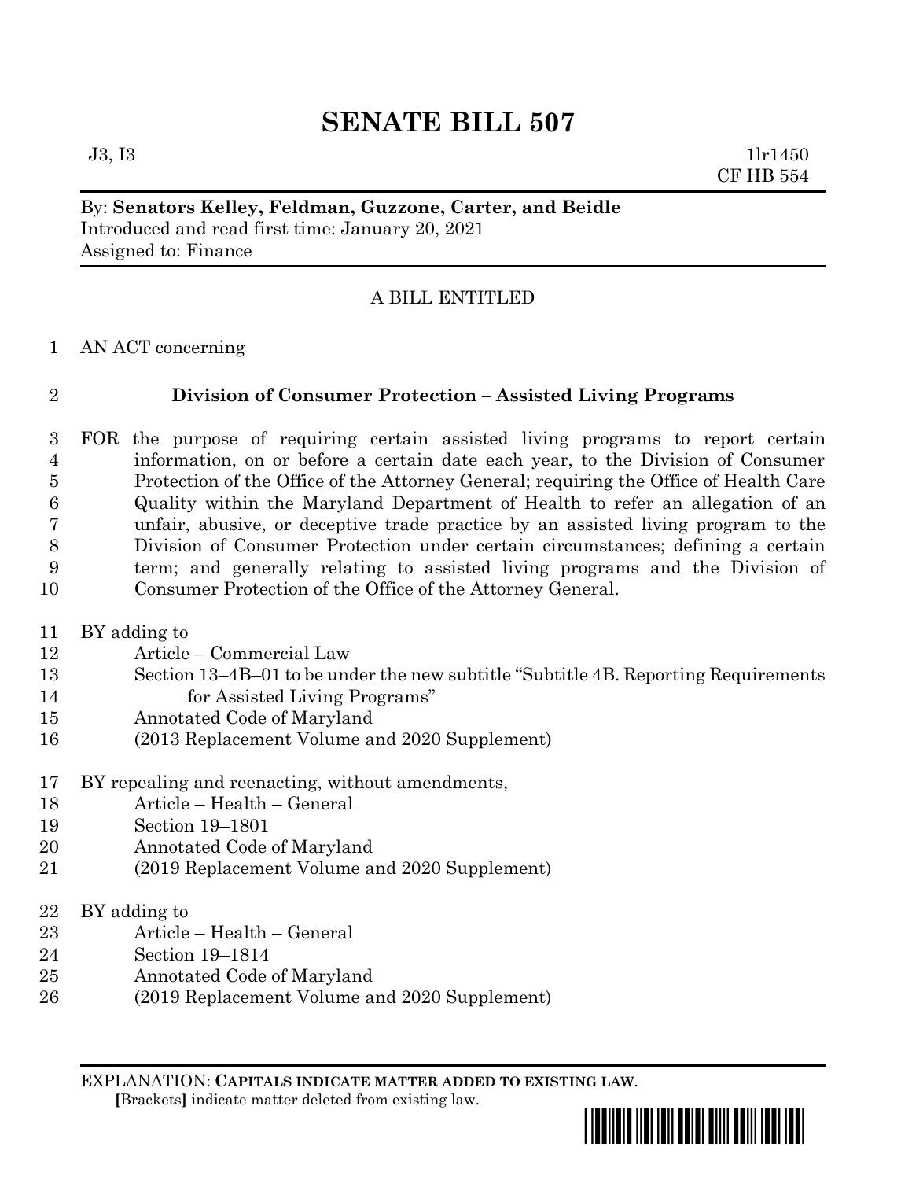# SENATE BILL 507

J3, I3 1lr1450
CF HB 554

By: **Senators Kelley, Feldman, Guzzone, Carter, and Beidle**
Introduced and read first time: January 20, 2021
Assigned to: Finance

A BILL ENTITLED

AN ACT concerning

**Division of Consumer Protection – Assisted Living Programs**

FOR the purpose of requiring certain assisted living programs to report certain information, on or before a certain date each year, to the Division of Consumer Protection of the Office of the Attorney General; requiring the Office of Health Care Quality within the Maryland Department of Health to refer an allegation of an unfair, abusive, or deceptive trade practice by an assisted living program to the Division of Consumer Protection under certain circumstances; defining a certain term; and generally relating to assisted living programs and the Division of Consumer Protection of the Office of the Attorney General.

BY adding to
Article – Commercial Law
Section 13–4B–01 to be under the new subtitle "Subtitle 4B. Reporting Requirements for Assisted Living Programs"
Annotated Code of Maryland
(2013 Replacement Volume and 2020 Supplement)

BY repealing and reenacting, without amendments,
Article – Health – General
Section 19–1801
Annotated Code of Maryland
(2019 Replacement Volume and 2020 Supplement)

BY adding to
Article – Health – General
Section 19–1814
Annotated Code of Maryland
(2019 Replacement Volume and 2020 Supplement)

EXPLANATION: **CAPITALS INDICATE MATTER ADDED TO EXISTING LAW**.
**[**Brackets**]** indicate matter deleted from existing law.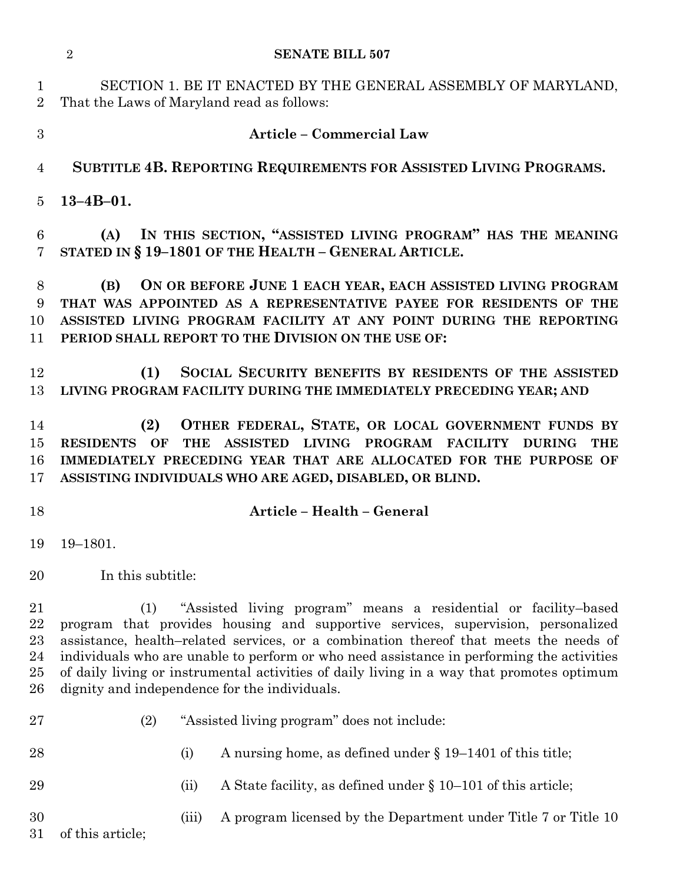SECTION 1. BE IT ENACTED BY THE GENERAL ASSEMBLY OF MARYLAND, That the Laws of Maryland read as follows:

**Article – Commercial Law**

**SUBTITLE 4B. REPORTING REQUIREMENTS FOR ASSISTED LIVING PROGRAMS.**

**13–4B–01.**

**(A) IN THIS SECTION, "ASSISTED LIVING PROGRAM" HAS THE MEANING STATED IN § 19–1801 OF THE HEALTH – GENERAL ARTICLE.**

**(B) ON OR BEFORE JUNE 1 EACH YEAR, EACH ASSISTED LIVING PROGRAM THAT WAS APPOINTED AS A REPRESENTATIVE PAYEE FOR RESIDENTS OF THE ASSISTED LIVING PROGRAM FACILITY AT ANY POINT DURING THE REPORTING PERIOD SHALL REPORT TO THE DIVISION ON THE USE OF:**

**(1) SOCIAL SECURITY BENEFITS BY RESIDENTS OF THE ASSISTED LIVING PROGRAM FACILITY DURING THE IMMEDIATELY PRECEDING YEAR; AND**

**(2) OTHER FEDERAL, STATE, OR LOCAL GOVERNMENT FUNDS BY RESIDENTS OF THE ASSISTED LIVING PROGRAM FACILITY DURING THE IMMEDIATELY PRECEDING YEAR THAT ARE ALLOCATED FOR THE PURPOSE OF ASSISTING INDIVIDUALS WHO ARE AGED, DISABLED, OR BLIND.**

**Article – Health – General**

19–1801.

In this subtitle:

(1) "Assisted living program" means a residential or facility–based program that provides housing and supportive services, supervision, personalized assistance, health–related services, or a combination thereof that meets the needs of individuals who are unable to perform or who need assistance in performing the activities of daily living or instrumental activities of daily living in a way that promotes optimum dignity and independence for the individuals.

(2) "Assisted living program" does not include:

(i) A nursing home, as defined under § 19–1401 of this title;

(ii) A State facility, as defined under § 10–101 of this article;

(iii) A program licensed by the Department under Title 7 or Title 10 of this article;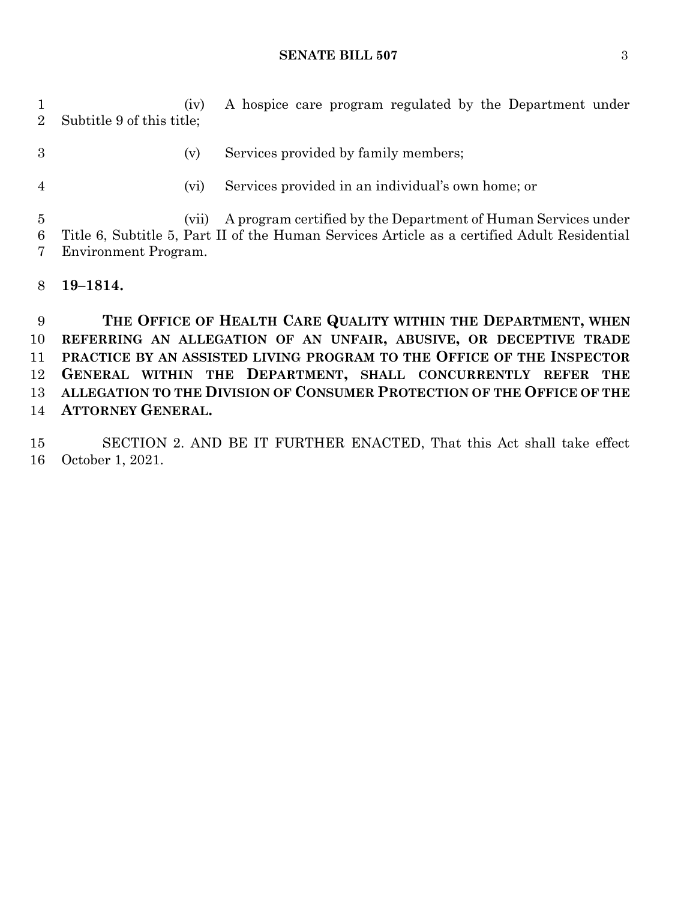(iv) A hospice care program regulated by the Department under Subtitle 9 of this title;

(v) Services provided by family members;

(vi) Services provided in an individual's own home; or

(vii) A program certified by the Department of Human Services under Title 6, Subtitle 5, Part II of the Human Services Article as a certified Adult Residential Environment Program.

**19–1814.**

**THE OFFICE OF HEALTH CARE QUALITY WITHIN THE DEPARTMENT, WHEN REFERRING AN ALLEGATION OF AN UNFAIR, ABUSIVE, OR DECEPTIVE TRADE PRACTICE BY AN ASSISTED LIVING PROGRAM TO THE OFFICE OF THE INSPECTOR GENERAL WITHIN THE DEPARTMENT, SHALL CONCURRENTLY REFER THE ALLEGATION TO THE DIVISION OF CONSUMER PROTECTION OF THE OFFICE OF THE ATTORNEY GENERAL.**

SECTION 2. AND BE IT FURTHER ENACTED, That this Act shall take effect October 1, 2021.